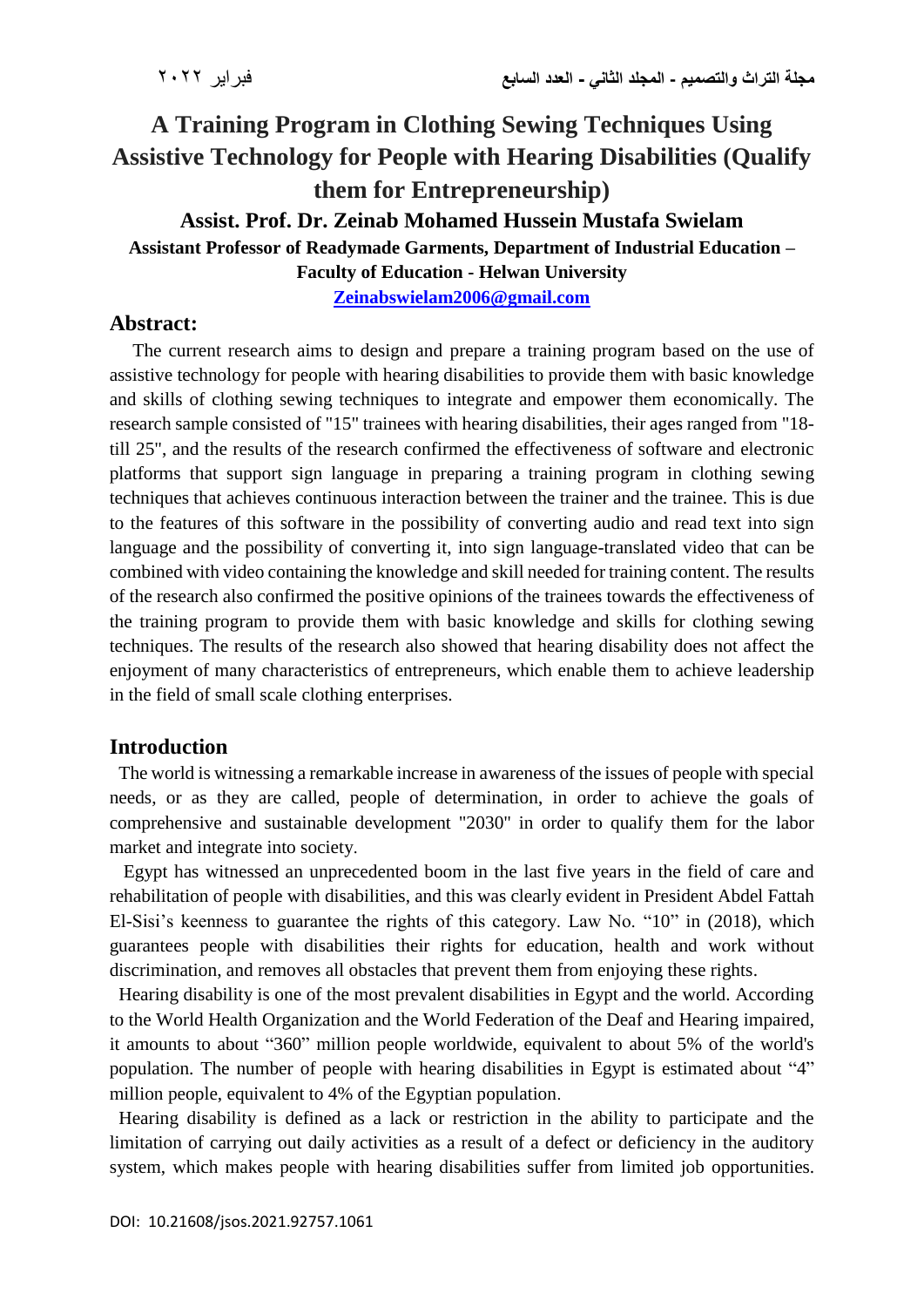# A Training Program in Clothing Sewing Techniques Using Assistive Technology for People with Hearing Disabilities (Qualify them for Entrepreneurship)

**Assist. Prof. Dr. Zeinab Mohamed Hussein Mustafa Swielam**

**Assistant Professor of Readymade Garments, Department of Industrial Education – Faculty of Education - Helwan University**

**Zeinabswielam2006@gmail.com**

## Abstract:

The current research aims to design and prepare a training program based on the use of assistive technology for people with hearing disabilities to provide them with basic knowledge and skills of clothing sewing techniques to integrate and empower them economically. The research sample consisted of "15" trainees with hearing disabilities, their ages ranged from "18- till 25", and the results of the research confirmed the effectiveness of software and electronic platforms that support sign language in preparing a training program in clothing sewing techniques that achieves continuous interaction between the trainer and the trainee. This is due to the features of this software in the possibility of converting audio and read text into sign language and the possibility of converting it, into sign language-translated video that can be combined with video containing the knowledge and skill needed for training content. The results of the research also confirmed the positive opinions of the trainees towards the effectiveness of the training program to provide them with basic knowledge and skills for clothing sewing techniques. The results of the research also showed that hearing disability does not affect the enjoyment of many characteristics of entrepreneurs, which enable them to achieve leadership in the field of small scale clothing enterprises.

## Introduction

The world is witnessing a remarkable increase in awareness of the issues of people with special needs, or as they are called, people of determination, in order to achieve the goals of comprehensive and sustainable development "2030" in order to qualify them for the labor market and integrate into society.

Egypt has witnessed an unprecedented boom in the last five years in the field of care and rehabilitation of people with disabilities, and this was clearly evident in President Abdel Fattah El-Sisi's keenness to guarantee the rights of this category. Law No. "10" in (2018), which guarantees people with disabilities their rights for education, health and work without discrimination, and removes all obstacles that prevent them from enjoying these rights.

Hearing disability is one of the most prevalent disabilities in Egypt and the world. According to the World Health Organization and the World Federation of the Deaf and Hearing impaired, it amounts to about "360" million people worldwide, equivalent to about 5% of the world's population. The number of people with hearing disabilities in Egypt is estimated about "4" million people, equivalent to 4% of the Egyptian population.

Hearing disability is defined as a lack or restriction in the ability to participate and the limitation of carrying out daily activities as a result of a defect or deficiency in the auditory system, which makes people with hearing disabilities suffer from limited job opportunities.

DOI: 10.21608/jsos.2021.92757.1061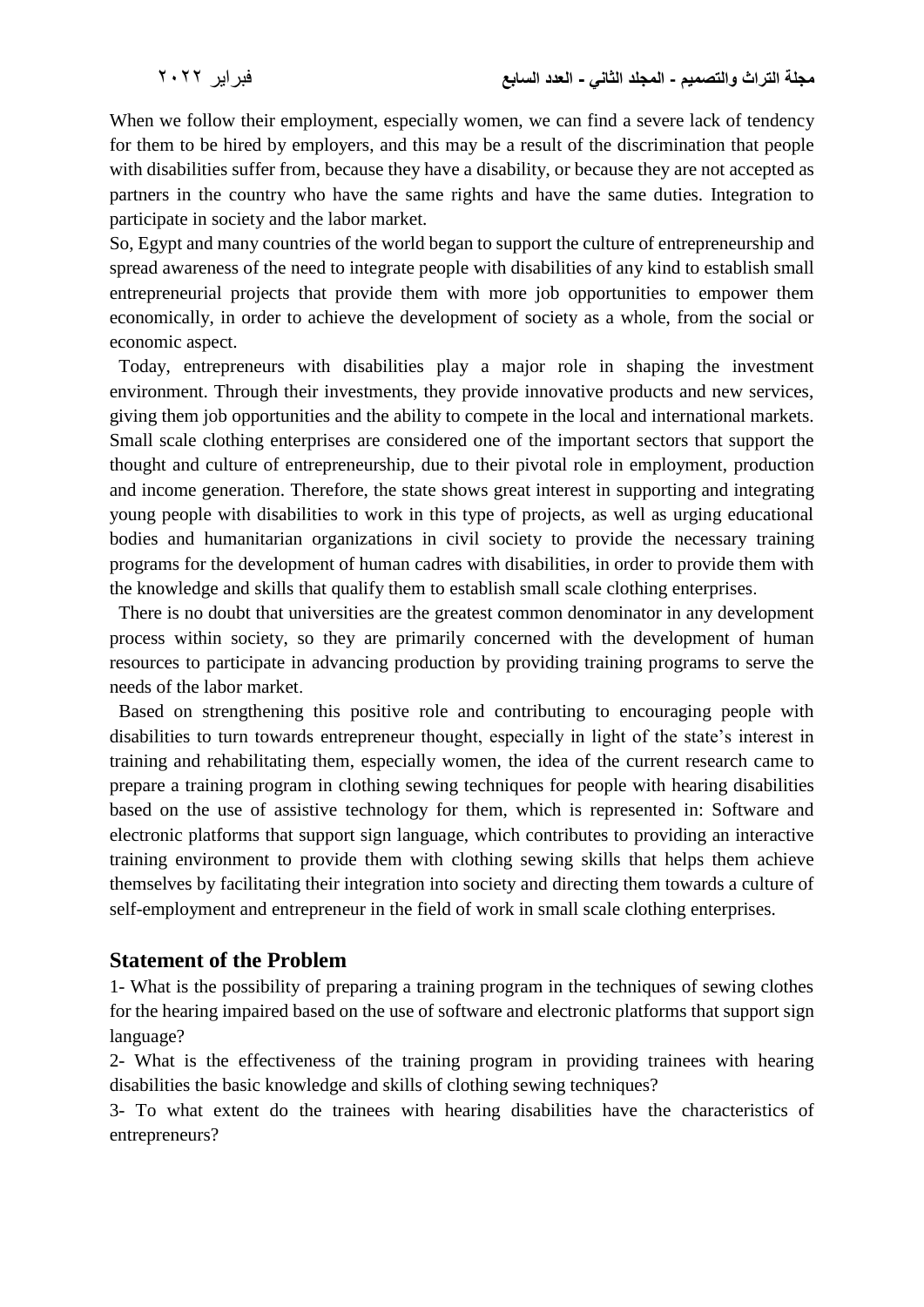When we follow their employment, especially women, we can find a severe lack of tendency for them to be hired by employers, and this may be a result of the discrimination that people with disabilities suffer from, because they have a disability, or because they are not accepted as partners in the country who have the same rights and have the same duties. Integration to participate in society and the labor market.

So, Egypt and many countries of the world began to support the culture of entrepreneurship and spread awareness of the need to integrate people with disabilities of any kind to establish small entrepreneurial projects that provide them with more job opportunities to empower them economically, in order to achieve the development of society as a whole, from the social or economic aspect.

Today, entrepreneurs with disabilities play a major role in shaping the investment environment. Through their investments, they provide innovative products and new services, giving them job opportunities and the ability to compete in the local and international markets. Small scale clothing enterprises are considered one of the important sectors that support the thought and culture of entrepreneurship, due to their pivotal role in employment, production and income generation. Therefore, the state shows great interest in supporting and integrating young people with disabilities to work in this type of projects, as well as urging educational bodies and humanitarian organizations in civil society to provide the necessary training programs for the development of human cadres with disabilities, in order to provide them with the knowledge and skills that qualify them to establish small scale clothing enterprises.

There is no doubt that universities are the greatest common denominator in any development process within society, so they are primarily concerned with the development of human resources to participate in advancing production by providing training programs to serve the needs of the labor market.

Based on strengthening this positive role and contributing to encouraging people with disabilities to turn towards entrepreneur thought, especially in light of the state's interest in training and rehabilitating them, especially women, the idea of the current research came to prepare a training program in clothing sewing techniques for people with hearing disabilities based on the use of assistive technology for them, which is represented in: Software and electronic platforms that support sign language, which contributes to providing an interactive training environment to provide them with clothing sewing skills that helps them achieve themselves by facilitating their integration into society and directing them towards a culture of self-employment and entrepreneur in the field of work in small scale clothing enterprises.

## Statement of the Problem

1- What is the possibility of preparing a training program in the techniques of sewing clothes for the hearing impaired based on the use of software and electronic platforms that support sign language?

2- What is the effectiveness of the training program in providing trainees with hearing disabilities the basic knowledge and skills of clothing sewing techniques?

3- To what extent do the trainees with hearing disabilities have the characteristics of entrepreneurs?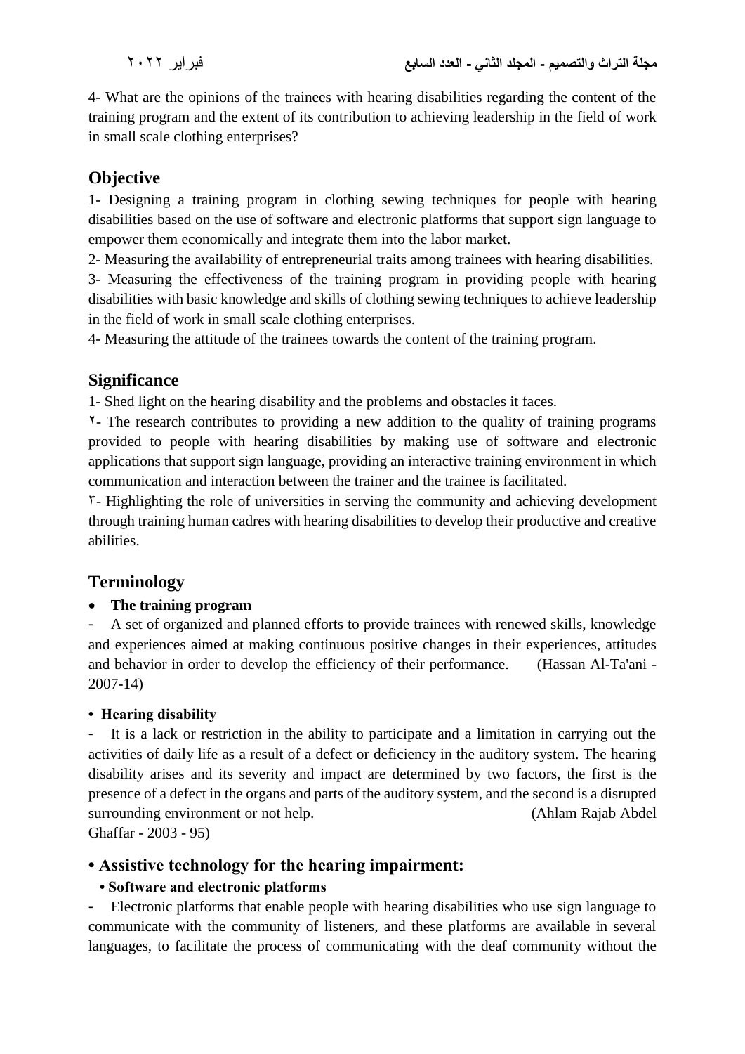4- What are the opinions of the trainees with hearing disabilities regarding the content of the training program and the extent of its contribution to achieving leadership in the field of work in small scale clothing enterprises?

## Objective

1- Designing a training program in clothing sewing techniques for people with hearing disabilities based on the use of software and electronic platforms that support sign language to empower them economically and integrate them into the labor market.

2- Measuring the availability of entrepreneurial traits among trainees with hearing disabilities.

3- Measuring the effectiveness of the training program in providing people with hearing disabilities with basic knowledge and skills of clothing sewing techniques to achieve leadership in the field of work in small scale clothing enterprises.

4- Measuring the attitude of the trainees towards the content of the training program.

## Significance

1- Shed light on the hearing disability and the problems and obstacles it faces.

٢- The research contributes to providing a new addition to the quality of training programs provided to people with hearing disabilities by making use of software and electronic applications that support sign language, providing an interactive training environment in which communication and interaction between the trainer and the trainee is facilitated.

٣- Highlighting the role of universities in serving the community and achieving development through training human cadres with hearing disabilities to develop their productive and creative abilities.

## Terminology

- **The training program**

- A set of organized and planned efforts to provide trainees with renewed skills, knowledge and experiences aimed at making continuous positive changes in their experiences, attitudes and behavior in order to develop the efficiency of their performance. (Hassan Al-Ta'ani - 2007-14)

- **Hearing disability**

- It is a lack or restriction in the ability to participate and a limitation in carrying out the activities of daily life as a result of a defect or deficiency in the auditory system. The hearing disability arises and its severity and impact are determined by two factors, the first is the presence of a defect in the organs and parts of the auditory system, and the second is a disrupted surrounding environment or not help. (Ahlam Rajab Abdel Ghaffar - 2003 - 95)

## • Assistive technology for the hearing impairment:

**• Software and electronic platforms**

- Electronic platforms that enable people with hearing disabilities who use sign language to communicate with the community of listeners, and these platforms are available in several languages, to facilitate the process of communicating with the deaf community without the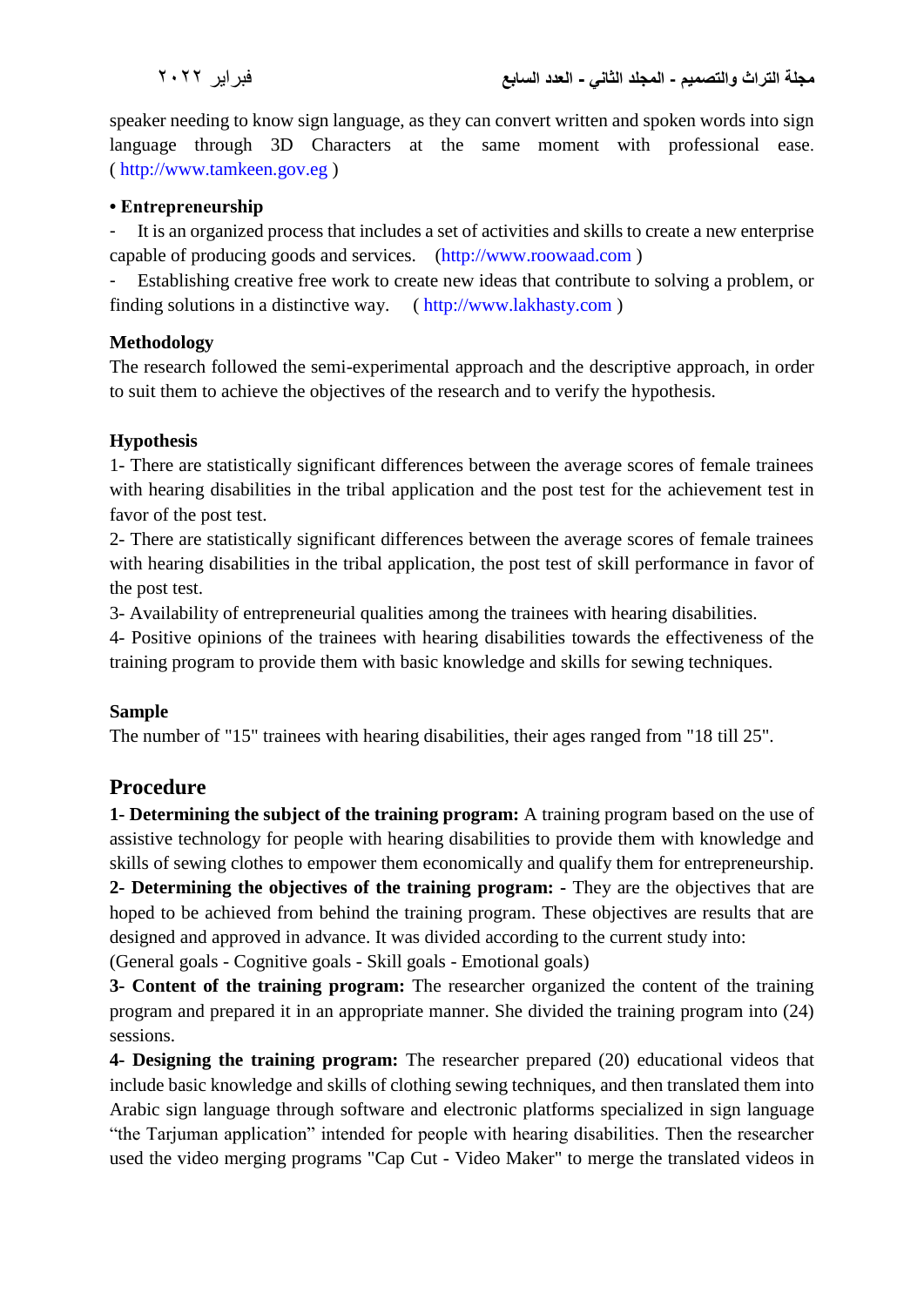speaker needing to know sign language, as they can convert written and spoken words into sign language through 3D Characters at the same moment with professional ease. ( http://www.tamkeen.gov.eg )

**• Entrepreneurship**

- It is an organized process that includes a set of activities and skills to create a new enterprise capable of producing goods and services. (http://www.roowaad.com )
- Establishing creative free work to create new ideas that contribute to solving a problem, or finding solutions in a distinctive way. ( http://www.lakhasty.com )

**Methodology**

The research followed the semi-experimental approach and the descriptive approach, in order to suit them to achieve the objectives of the research and to verify the hypothesis.

**Hypothesis**

1- There are statistically significant differences between the average scores of female trainees with hearing disabilities in the tribal application and the post test for the achievement test in favor of the post test.

2- There are statistically significant differences between the average scores of female trainees with hearing disabilities in the tribal application, the post test of skill performance in favor of the post test.

3- Availability of entrepreneurial qualities among the trainees with hearing disabilities.

4- Positive opinions of the trainees with hearing disabilities towards the effectiveness of the training program to provide them with basic knowledge and skills for sewing techniques.

**Sample**

The number of "15" trainees with hearing disabilities, their ages ranged from "18 till 25".

## Procedure

**1- Determining the subject of the training program:** A training program based on the use of assistive technology for people with hearing disabilities to provide them with knowledge and skills of sewing clothes to empower them economically and qualify them for entrepreneurship.

**2- Determining the objectives of the training program: -** They are the objectives that are hoped to be achieved from behind the training program. These objectives are results that are designed and approved in advance. It was divided according to the current study into:

(General goals - Cognitive goals - Skill goals - Emotional goals)

**3- Content of the training program:** The researcher organized the content of the training program and prepared it in an appropriate manner. She divided the training program into (24) sessions.

**4- Designing the training program:** The researcher prepared (20) educational videos that include basic knowledge and skills of clothing sewing techniques, and then translated them into Arabic sign language through software and electronic platforms specialized in sign language "the Tarjuman application" intended for people with hearing disabilities. Then the researcher used the video merging programs "Cap Cut - Video Maker" to merge the translated videos in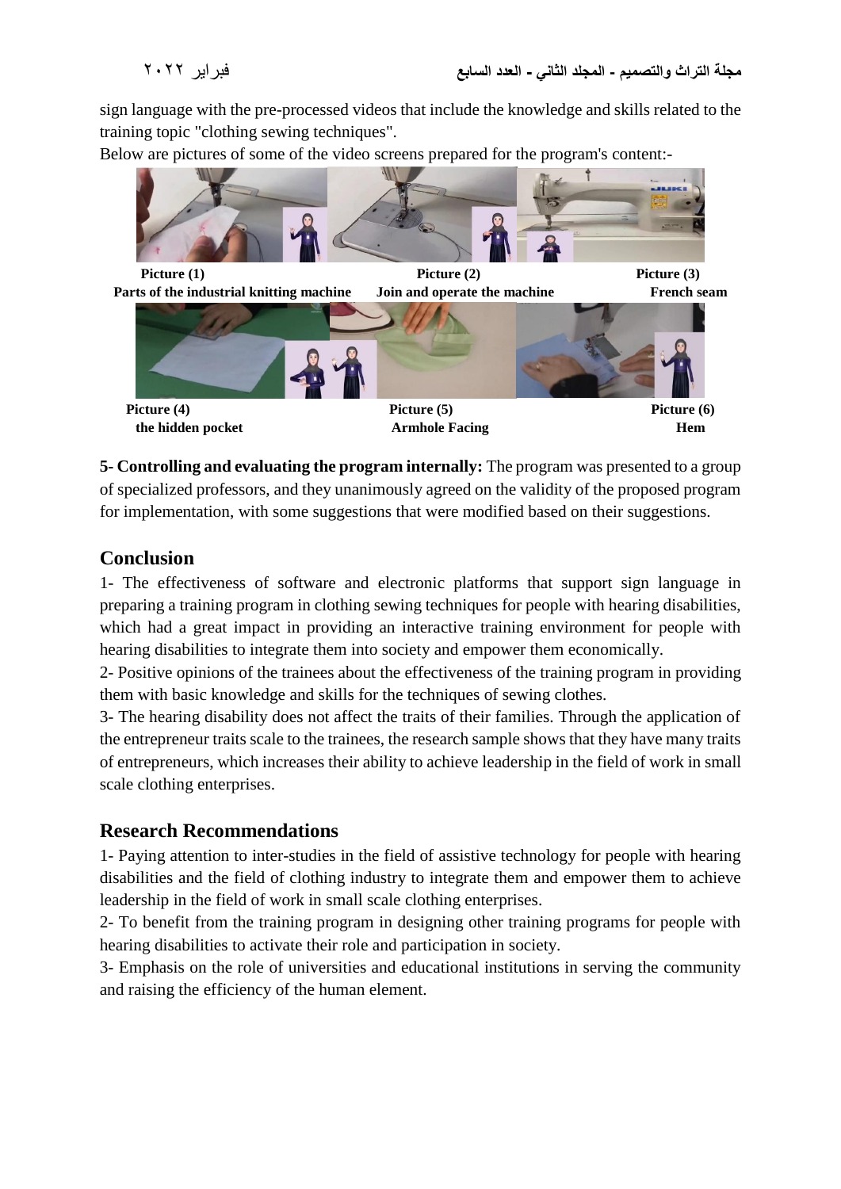sign language with the pre-processed videos that include the knowledge and skills related to the training topic "clothing sewing techniques".

Below are pictures of some of the video screens prepared for the program's content:-

**Picture (1)** **Parts of the industrial knitting machine**

**Picture (2)** **Join and operate the machine**

**Picture (3)** **French seam**

**Picture (4)** **the hidden pocket**

**Picture (5)** **Armhole Facing**

**Picture (6)** **Hem**

**5- Controlling and evaluating the program internally:** The program was presented to a group of specialized professors, and they unanimously agreed on the validity of the proposed program for implementation, with some suggestions that were modified based on their suggestions.

## Conclusion

1- The effectiveness of software and electronic platforms that support sign language in preparing a training program in clothing sewing techniques for people with hearing disabilities, which had a great impact in providing an interactive training environment for people with hearing disabilities to integrate them into society and empower them economically.

2- Positive opinions of the trainees about the effectiveness of the training program in providing them with basic knowledge and skills for the techniques of sewing clothes.

3- The hearing disability does not affect the traits of their families. Through the application of the entrepreneur traits scale to the trainees, the research sample shows that they have many traits of entrepreneurs, which increases their ability to achieve leadership in the field of work in small scale clothing enterprises.

## Research Recommendations

1- Paying attention to inter-studies in the field of assistive technology for people with hearing disabilities and the field of clothing industry to integrate them and empower them to achieve leadership in the field of work in small scale clothing enterprises.

2- To benefit from the training program in designing other training programs for people with hearing disabilities to activate their role and participation in society.

3- Emphasis on the role of universities and educational institutions in serving the community and raising the efficiency of the human element.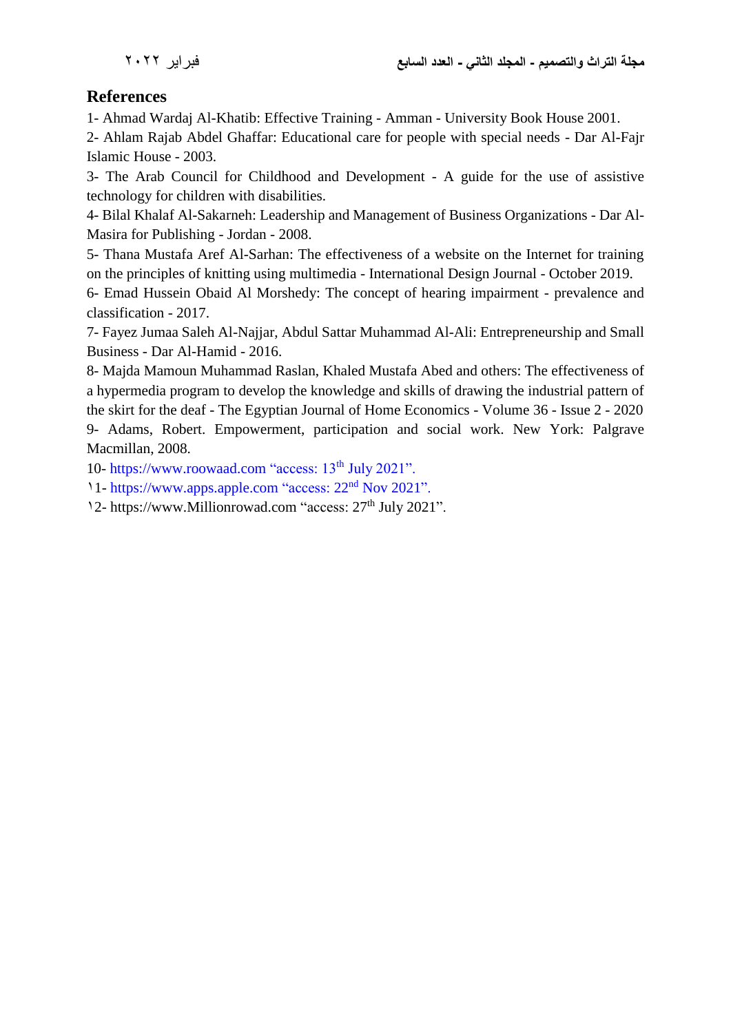## References

1- Ahmad Wardaj Al-Khatib: Effective Training - Amman - University Book House 2001.

2- Ahlam Rajab Abdel Ghaffar: Educational care for people with special needs - Dar Al-Fajr Islamic House - 2003.

3- The Arab Council for Childhood and Development - A guide for the use of assistive technology for children with disabilities.

4- Bilal Khalaf Al-Sakarneh: Leadership and Management of Business Organizations - Dar Al-Masira for Publishing - Jordan - 2008.

5- Thana Mustafa Aref Al-Sarhan: The effectiveness of a website on the Internet for training on the principles of knitting using multimedia - International Design Journal - October 2019.

6- Emad Hussein Obaid Al Morshedy: The concept of hearing impairment - prevalence and classification - 2017.

7- Fayez Jumaa Saleh Al-Najjar, Abdul Sattar Muhammad Al-Ali: Entrepreneurship and Small Business - Dar Al-Hamid - 2016.

8- Majda Mamoun Muhammad Raslan, Khaled Mustafa Abed and others: The effectiveness of a hypermedia program to develop the knowledge and skills of drawing the industrial pattern of the skirt for the deaf - The Egyptian Journal of Home Economics - Volume 36 - Issue 2 - 2020

9- Adams, Robert. Empowerment, participation and social work. New York: Palgrave Macmillan, 2008.

10- https://www.roowaad.com "access: 13th July 2021".

١1- https://www.apps.apple.com "access: 22nd Nov 2021".

١2- https://www.Millionrowad.com "access: 27th July 2021".